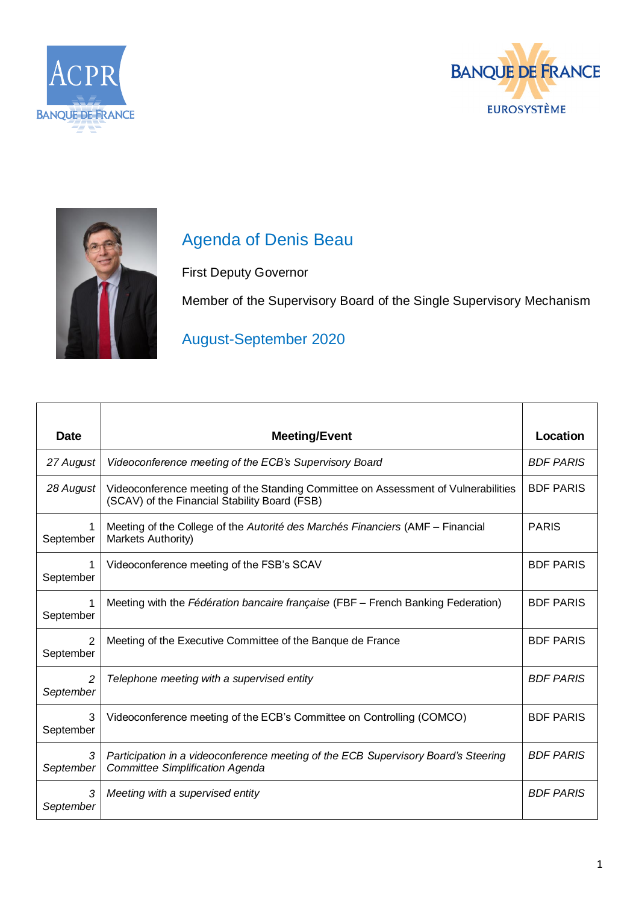# Agenda of Denis Beau

First Deputy Governor

Member of the Supervisory Board of the Single Supervisory Mechanism

## August-September 2020

| Date | Meeting/Event | Location |
|---|---|---|
| *27 August* | *Videoconference meeting of the ECB's Supervisory Board* | *BDF PARIS* |
| *28 August* | Videoconference meeting of the Standing Committee on Assessment of Vulnerabilities (SCAV) of the Financial Stability Board (FSB) | BDF PARIS |
| 1 September | Meeting of the College of the *Autorité des Marchés Financiers* (AMF – Financial Markets Authority) | PARIS |
| 1 September | Videoconference meeting of the FSB's SCAV | BDF PARIS |
| 1 September | Meeting with the *Fédération bancaire française* (FBF – French Banking Federation) | BDF PARIS |
| 2 September | Meeting of the Executive Committee of the Banque de France | BDF PARIS |
| *2 September* | *Telephone meeting with a supervised entity* | *BDF PARIS* |
| 3 September | Videoconference meeting of the ECB's Committee on Controlling (COMCO) | BDF PARIS |
| *3 September* | *Participation in a videoconference meeting of the ECB Supervisory Board's Steering Committee Simplification Agenda* | *BDF PARIS* |
| *3 September* | *Meeting with a supervised entity* | *BDF PARIS* |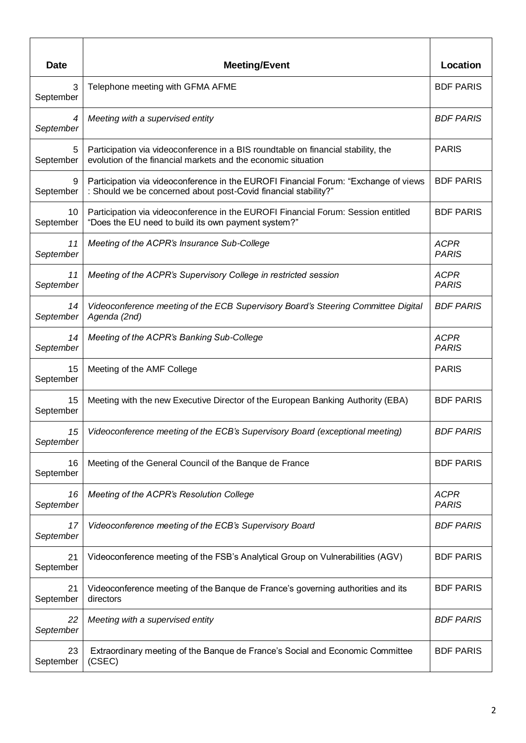| Date | Meeting/Event | Location |
|---|---|---|
| 3 September | Telephone meeting with GFMA AFME | BDF PARIS |
| *4 September* | *Meeting with a supervised entity* | *BDF PARIS* |
| 5 September | Participation via videoconference in a BIS roundtable on financial stability, the evolution of the financial markets and the economic situation | PARIS |
| 9 September | Participation via videoconference in the EUROFI Financial Forum: "Exchange of views : Should we be concerned about post-Covid financial stability?" | BDF PARIS |
| 10 September | Participation via videoconference in the EUROFI Financial Forum: Session entitled "Does the EU need to build its own payment system?" | BDF PARIS |
| *11 September* | *Meeting of the ACPR's Insurance Sub-College* | *ACPR PARIS* |
| *11 September* | *Meeting of the ACPR's Supervisory College in restricted session* | *ACPR PARIS* |
| *14 September* | *Videoconference meeting of the ECB Supervisory Board's Steering Committee Digital Agenda (2nd)* | *BDF PARIS* |
| *14 September* | *Meeting of the ACPR's Banking Sub-College* | *ACPR PARIS* |
| 15 September | Meeting of the AMF College | PARIS |
| 15 September | Meeting with the new Executive Director of the European Banking Authority (EBA) | BDF PARIS |
| *15 September* | *Videoconference meeting of the ECB's Supervisory Board (exceptional meeting)* | *BDF PARIS* |
| 16 September | Meeting of the General Council of the Banque de France | BDF PARIS |
| *16 September* | *Meeting of the ACPR's Resolution College* | *ACPR PARIS* |
| *17 September* | *Videoconference meeting of the ECB's Supervisory Board* | *BDF PARIS* |
| 21 September | Videoconference meeting of the FSB's Analytical Group on Vulnerabilities (AGV) | BDF PARIS |
| 21 September | Videoconference meeting of the Banque de France's governing authorities and its directors | BDF PARIS |
| *22 September* | *Meeting with a supervised entity* | *BDF PARIS* |
| 23 September | Extraordinary meeting of the Banque de France's Social and Economic Committee (CSEC) | BDF PARIS |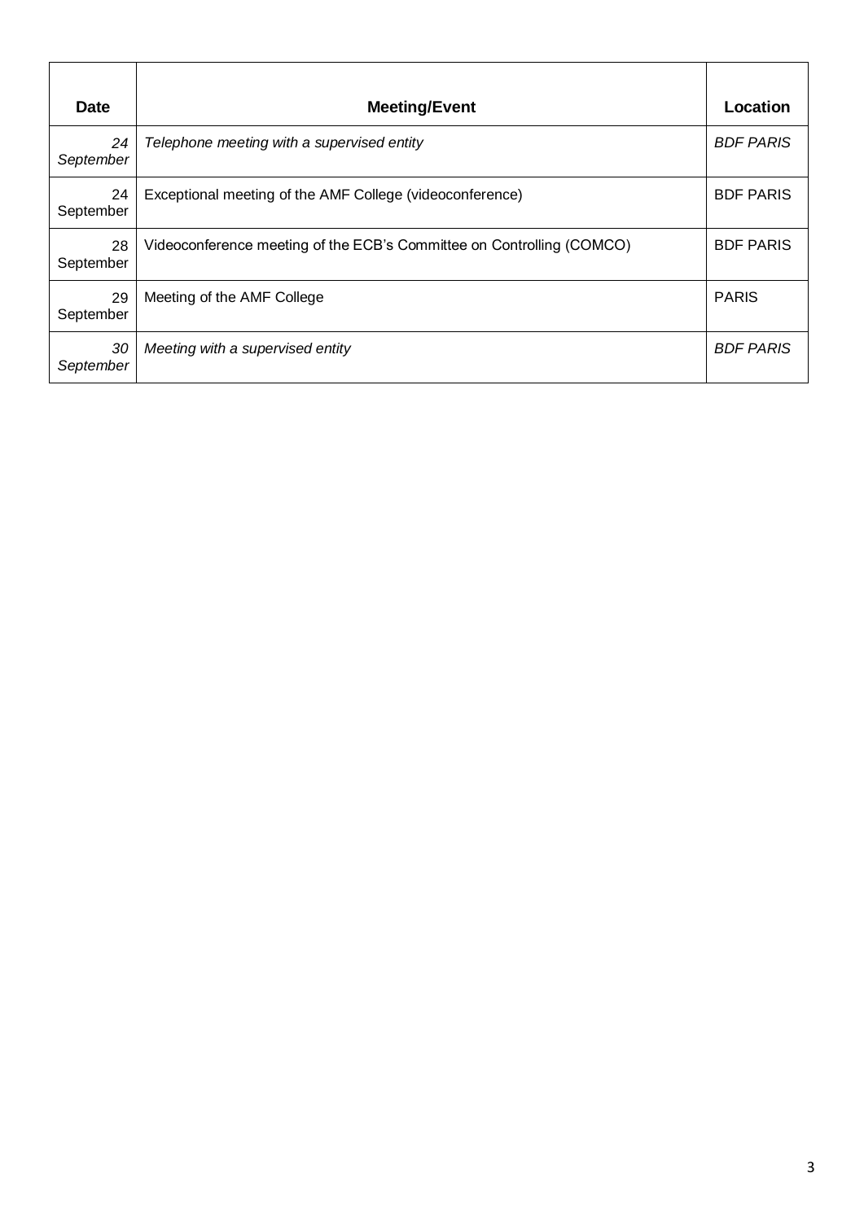| Date | Meeting/Event | Location |
| --- | --- | --- |
| *24 September* | *Telephone meeting with a supervised entity* | *BDF PARIS* |
| 24 September | Exceptional meeting of the AMF College (videoconference) | BDF PARIS |
| 28 September | Videoconference meeting of the ECB's Committee on Controlling (COMCO) | BDF PARIS |
| 29 September | Meeting of the AMF College | PARIS |
| *30 September* | *Meeting with a supervised entity* | *BDF PARIS* |